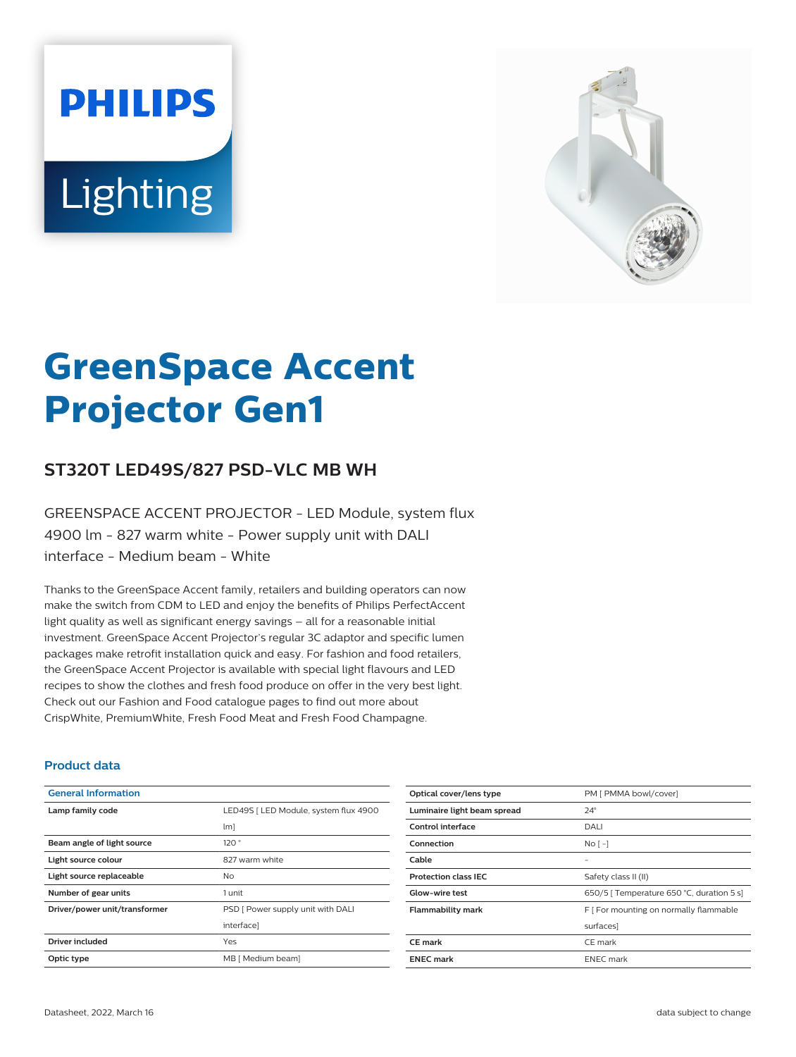# GreenSpace Accent Projector Gen1

## ST320T LED49S/827 PSD-VLC MB WH

GREENSPACE ACCENT PROJECTOR - LED Module, system flux 4900 lm - 827 warm white - Power supply unit with DALI interface - Medium beam - White

Thanks to the GreenSpace Accent family, retailers and building operators can now make the switch from CDM to LED and enjoy the benefits of Philips PerfectAccent light quality as well as significant energy savings – all for a reasonable initial investment. GreenSpace Accent Projector's regular 3C adaptor and specific lumen packages make retrofit installation quick and easy. For fashion and food retailers, the GreenSpace Accent Projector is available with special light flavours and LED recipes to show the clothes and fresh food produce on offer in the very best light. Check out our Fashion and Food catalogue pages to find out more about CrispWhite, PremiumWhite, Fresh Food Meat and Fresh Food Champagne.

### Product data

| General Information | |
|---|---|
| Lamp family code | LED49S [ LED Module, system flux 4900 lm] |
| Beam angle of light source | 120 ° |
| Light source colour | 827 warm white |
| Light source replaceable | No |
| Number of gear units | 1 unit |
| Driver/power unit/transformer | PSD [ Power supply unit with DALI interface] |
| Driver included | Yes |
| Optic type | MB [ Medium beam] |
| Optical cover/lens type | PM [ PMMA bowl/cover] |
| Luminaire light beam spread | 24° |
| Control interface | DALI |
| Connection | No [ -] |
| Cable | - |
| Protection class IEC | Safety class II (II) |
| Glow-wire test | 650/5 [ Temperature 650 °C, duration 5 s] |
| Flammability mark | F [ For mounting on normally flammable surfaces] |
| CE mark | CE mark |
| ENEC mark | ENEC mark |

Datasheet, 2022, March 16

data subject to change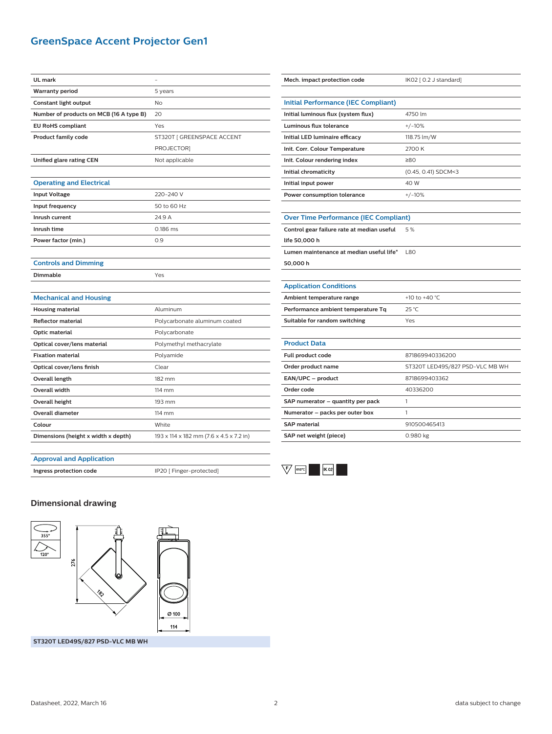## GreenSpace Accent Projector Gen1

| | |
|---|---|
| **UL mark** | - |
| **Warranty period** | 5 years |
| **Constant light output** | No |
| **Number of products on MCB (16 A type B)** | 20 |
| **EU RoHS compliant** | Yes |
| **Product family code** | ST320T [ GREENSPACE ACCENT PROJECTOR] |
| **Unified glare rating CEN** | Not applicable |

### Operating and Electrical

| | |
|---|---|
| **Input Voltage** | 220-240 V |
| **Input frequency** | 50 to 60 Hz |
| **Inrush current** | 24.9 A |
| **Inrush time** | 0.186 ms |
| **Power factor (min.)** | 0.9 |

### Controls and Dimming

| | |
|---|---|
| **Dimmable** | Yes |

### Mechanical and Housing

| | |
|---|---|
| **Housing material** | Aluminum |
| **Reflector material** | Polycarbonate aluminum coated |
| **Optic material** | Polycarbonate |
| **Optical cover/lens material** | Polymethyl methacrylate |
| **Fixation material** | Polyamide |
| **Optical cover/lens finish** | Clear |
| **Overall length** | 182 mm |
| **Overall width** | 114 mm |
| **Overall height** | 193 mm |
| **Overall diameter** | 114 mm |
| **Colour** | White |
| **Dimensions (height x width x depth)** | 193 x 114 x 182 mm (7.6 x 4.5 x 7.2 in) |

### Approval and Application

| | |
|---|---|
| **Ingress protection code** | IP20 [ Finger-protected] |
| **Mech. impact protection code** | IK02 [ 0.2 J standard] |

### Initial Performance (IEC Compliant)

| | |
|---|---|
| **Initial luminous flux (system flux)** | 4750 lm |
| **Luminous flux tolerance** | +/-10% |
| **Initial LED luminaire efficacy** | 118.75 lm/W |
| **Init. Corr. Colour Temperature** | 2700 K |
| **Init. Colour rendering index** | ≥80 |
| **Initial chromaticity** | (0.45, 0.41) SDCM<3 |
| **Initial input power** | 40 W |
| **Power consumption tolerance** | +/-10% |

### Over Time Performance (IEC Compliant)

| | |
|---|---|
| **Control gear failure rate at median useful life 50,000 h** | 5 % |
| **Lumen maintenance at median useful life* 50,000 h** | L80 |

### Application Conditions

| | |
|---|---|
| **Ambient temperature range** | +10 to +40 °C |
| **Performance ambient temperature Tq** | 25 °C |
| **Suitable for random switching** | Yes |

### Product Data

| | |
|---|---|
| **Full product code** | 871869940336200 |
| **Order product name** | ST320T LED49S/827 PSD-VLC MB WH |
| **EAN/UPC – product** | 8718699403362 |
| **Order code** | 40336200 |
| **SAP numerator – quantity per pack** | 1 |
| **Numerator – packs per outer box** | 1 |
| **SAP material** | 910500465413 |
| **SAP net weight (piece)** | 0.980 kg |

F 650°C IK 02

## Dimensional drawing

355° 120° 276 182 Ø 100 114

**ST320T LED49S/827 PSD-VLC MB WH**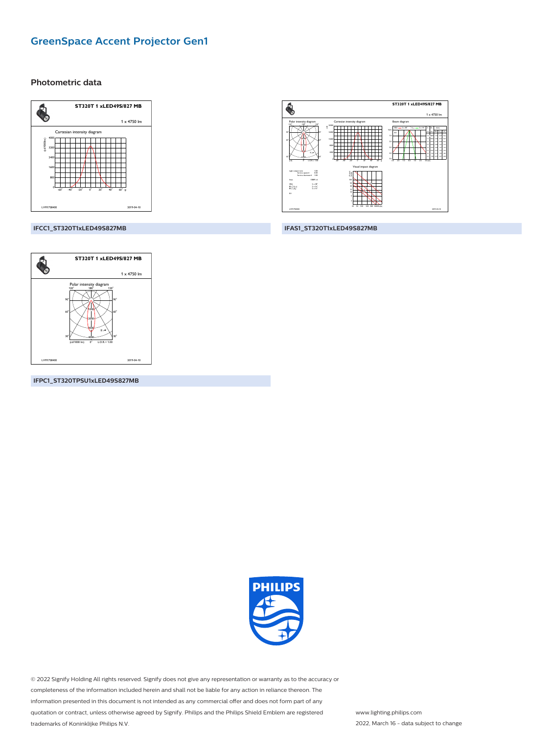# GreenSpace Accent Projector Gen1

## Photometric data

ST320T 1 xLED49S/827 MB

1 x 4750 lm

Cartesian intensity diagram

(cd/1000lm)

4000
3200
2400
1600
800
0

-60° -40° -20° 0° 20° 40° 60° g

LVM1758400 2019-04-10

**IFCC1_ST320T1xLED49S827MB**

ST320T 1 xLED49S/827 MB

1 x 4750 lm

Polar intensity diagram

Cartesian intensity diagram

Beam diagram

Visual impact diagram

LVM1758400 2019-04-10

**IFAS1_ST320T1xLED49S827MB**

ST320T 1 xLED49S/827 MB

1 x 4750 lm

Polar intensity diagram

120° 180° 120°

90° 90°

60° 60°

30° 30°

1000
2000
3000
4000

g →

(cd/1000 lm) 0° L.O.R.= 1.00

LVM1758400 2019-04-10

**IFPC1_ST320TPSU1xLED49S827MB**

© 2022 Signify Holding All rights reserved. Signify does not give any representation or warranty as to the accuracy or completeness of the information included herein and shall not be liable for any action in reliance thereon. The information presented in this document is not intended as any commercial offer and does not form part of any quotation or contract, unless otherwise agreed by Signify. Philips and the Philips Shield Emblem are registered trademarks of Koninklijke Philips N.V.

www.lighting.philips.com

2022, March 16 - data subject to change